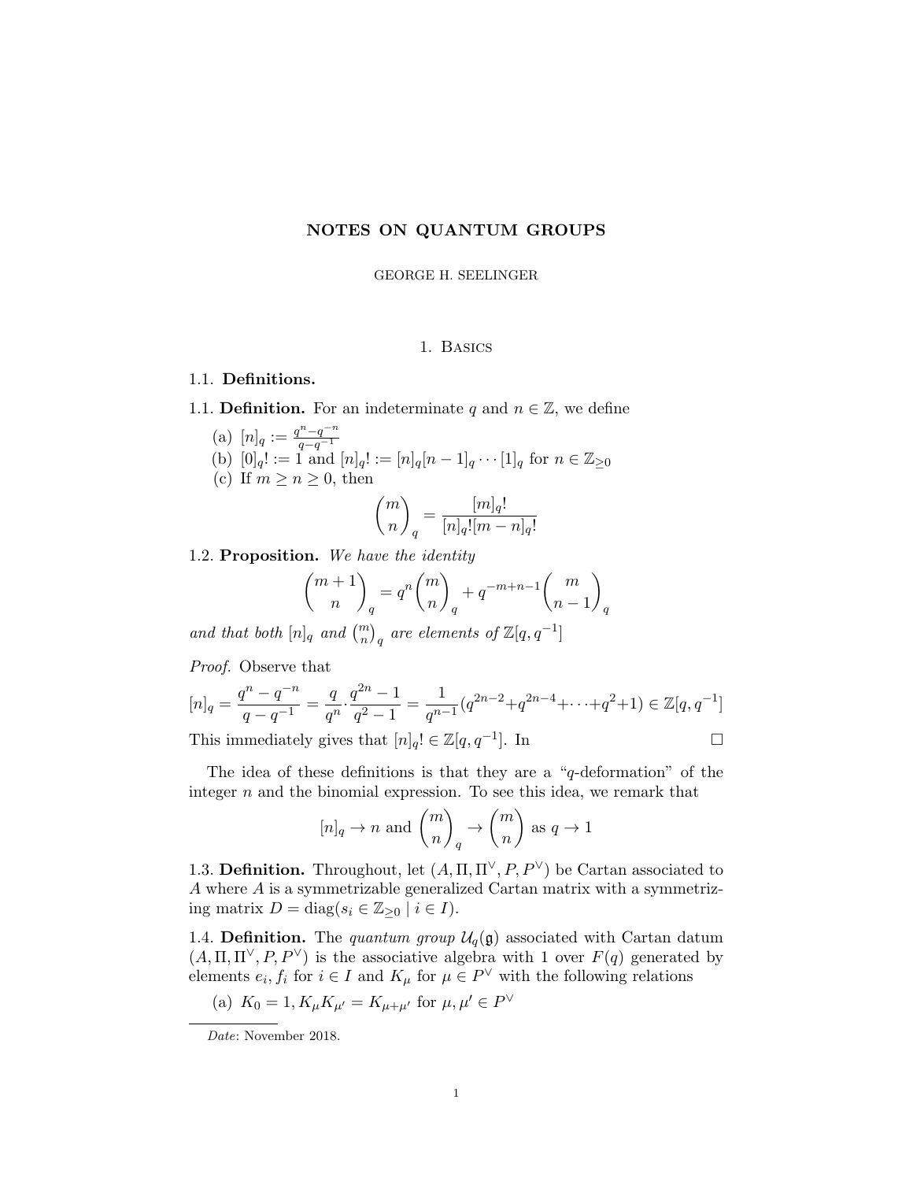# NOTES ON QUANTUM GROUPS

GEORGE H. SEELINGER

## 1. Basics

### 1.1. Definitions.

**1.1. Definition.** For an indeterminate $q$ and $n \in \mathbb{Z}$, we define

(a) $[n]_q := \frac{q^n - q^{-n}}{q - q^{-1}}$

(b) $[0]_q! := 1$ and $[n]_q! := [n]_q[n-1]_q \cdots [1]_q$ for $n \in \mathbb{Z}_{\geq 0}$

(c) If $m \geq n \geq 0$, then

$$\binom{m}{n}_q = \frac{[m]_q!}{[n]_q![m-n]_q!}$$

**1.2. Proposition.** *We have the identity*

$$\binom{m+1}{n}_q = q^n \binom{m}{n}_q + q^{-m+n-1}\binom{m}{n-1}_q$$

*and that both $[n]_q$ and $\binom{m}{n}_q$ are elements of $\mathbb{Z}[q, q^{-1}]$*

*Proof.* Observe that

$$[n]_q = \frac{q^n - q^{-n}}{q - q^{-1}} = \frac{q}{q^n} \cdot \frac{q^{2n} - 1}{q^2 - 1} = \frac{1}{q^{n-1}}(q^{2n-2} + q^{2n-4} + \cdots + q^2 + 1) \in \mathbb{Z}[q, q^{-1}]$$

This immediately gives that $[n]_q! \in \mathbb{Z}[q, q^{-1}]$. In □

The idea of these definitions is that they are a "$q$-deformation" of the integer $n$ and the binomial expression. To see this idea, we remark that

$$[n]_q \to n \text{ and } \binom{m}{n}_q \to \binom{m}{n} \text{ as } q \to 1$$

**1.3. Definition.** Throughout, let $(A, \Pi, \Pi^\vee, P, P^\vee)$ be Cartan associated to $A$ where $A$ is a symmetrizable generalized Cartan matrix with a symmetrizing matrix $D = \operatorname{diag}(s_i \in \mathbb{Z}_{\geq 0} \mid i \in I)$.

**1.4. Definition.** The *quantum group* $\mathcal{U}_q(\mathfrak{g})$ associated with Cartan datum $(A, \Pi, \Pi^\vee, P, P^\vee)$ is the associative algebra with 1 over $F(q)$ generated by elements $e_i, f_i$ for $i \in I$ and $K_\mu$ for $\mu \in P^\vee$ with the following relations

(a) $K_0 = 1, K_\mu K_{\mu'} = K_{\mu+\mu'}$ for $\mu, \mu' \in P^\vee$

*Date*: November 2018.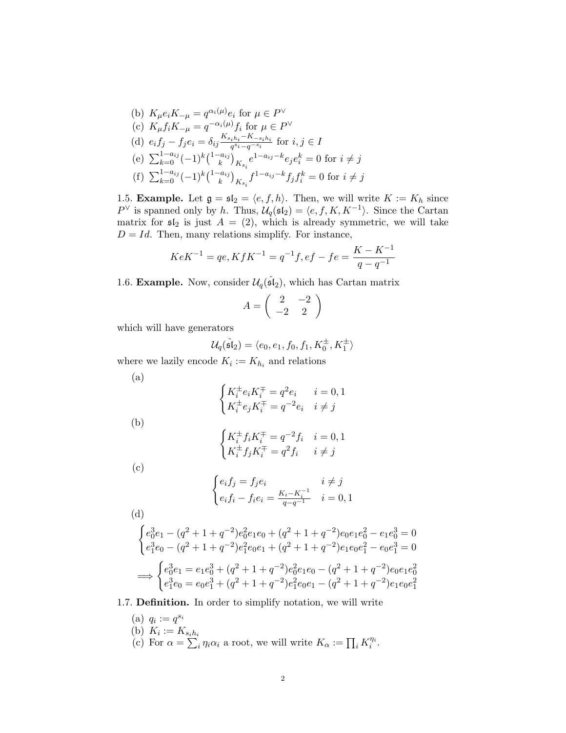(b) $K_\mu e_i K_{-\mu} = q^{\alpha_i(\mu)} e_i$ for $\mu \in P^\vee$

(c) $K_\mu f_i K_{-\mu} = q^{-\alpha_i(\mu)} f_i$ for $\mu \in P^\vee$

(d) $e_i f_j - f_j e_i = \delta_{ij} \frac{K_{s_i h_i} - K_{-s_i h_i}}{q^{s_i} - q^{-s_i}}$ for $i, j \in I$

(e) $\sum_{k=0}^{1-a_{ij}} (-1)^k \binom{1-a_{ij}}{k}_{K_{s_i}} e^{1-a_{ij}-k} e_j e_i^k = 0$ for $i \neq j$

(f) $\sum_{k=0}^{1-a_{ij}} (-1)^k \binom{1-a_{ij}}{k}_{K_{s_i}} f^{1-a_{ij}-k} f_j f_i^k = 0$ for $i \neq j$

1.5. **Example.** Let $\mathfrak{g} = \mathfrak{sl}_2 = \langle e, f, h \rangle$. Then, we will write $K := K_h$ since $P^\vee$ is spanned only by $h$. Thus, $\mathcal{U}_q(\mathfrak{sl}_2) = \langle e, f, K, K^{-1} \rangle$. Since the Cartan matrix for $\mathfrak{sl}_2$ is just $A = (2)$, which is already symmetric, we will take $D = Id$. Then, many relations simplify. For instance,

$$KeK^{-1} = qe, KfK^{-1} = q^{-1}f, ef - fe = \frac{K - K^{-1}}{q - q^{-1}}$$

1.6. **Example.** Now, consider $\mathcal{U}_q(\hat{\mathfrak{sl}_2})$, which has Cartan matrix

$$A = \begin{pmatrix} 2 & -2 \\ -2 & 2 \end{pmatrix}$$

which will have generators

$$\mathcal{U}_q(\hat{\mathfrak{sl}_2}) = \langle e_0, e_1, f_0, f_1, K_0^\pm, K_1^\pm \rangle$$

where we lazily encode $K_i := K_{h_i}$ and relations

(a)
$$\begin{cases} K_i^\pm e_i K_i^\mp = q^2 e_i & i = 0, 1 \\ K_i^\pm e_j K_i^\mp = q^{-2} e_i & i \neq j \end{cases}$$

(b)
$$\begin{cases} K_i^\pm f_i K_i^\mp = q^{-2} f_i & i = 0, 1 \\ K_i^\pm f_j K_i^\mp = q^2 f_i & i \neq j \end{cases}$$

(c)
$$\begin{cases} e_i f_j = f_j e_i & i \neq j \\ e_i f_i - f_i e_i = \frac{K_i - K_i^{-1}}{q - q^{-1}} & i = 0, 1 \end{cases}$$

(d)
$$\begin{cases} e_0^3 e_1 - (q^2 + 1 + q^{-2}) e_0^2 e_1 e_0 + (q^2 + 1 + q^{-2}) e_0 e_1 e_0^2 - e_1 e_0^3 = 0 \\ e_1^3 e_0 - (q^2 + 1 + q^{-2}) e_1^2 e_0 e_1 + (q^2 + 1 + q^{-2}) e_1 e_0 e_1^2 - e_0 e_1^3 = 0 \end{cases}$$

$$\Longrightarrow \begin{cases} e_0^3 e_1 = e_1 e_0^3 + (q^2 + 1 + q^{-2}) e_0^2 e_1 e_0 - (q^2 + 1 + q^{-2}) e_0 e_1 e_0^2 \\ e_1^3 e_0 = e_0 e_1^3 + (q^2 + 1 + q^{-2}) e_1^2 e_0 e_1 - (q^2 + 1 + q^{-2}) e_1 e_0 e_1^2 \end{cases}$$

1.7. **Definition.** In order to simplify notation, we will write

(a) $q_i := q^{s_i}$

(b) $K_i := K_{s_i h_i}$

(c) For $\alpha = \sum_i \eta_i \alpha_i$ a root, we will write $K_\alpha := \prod_i K_i^{\eta_i}$.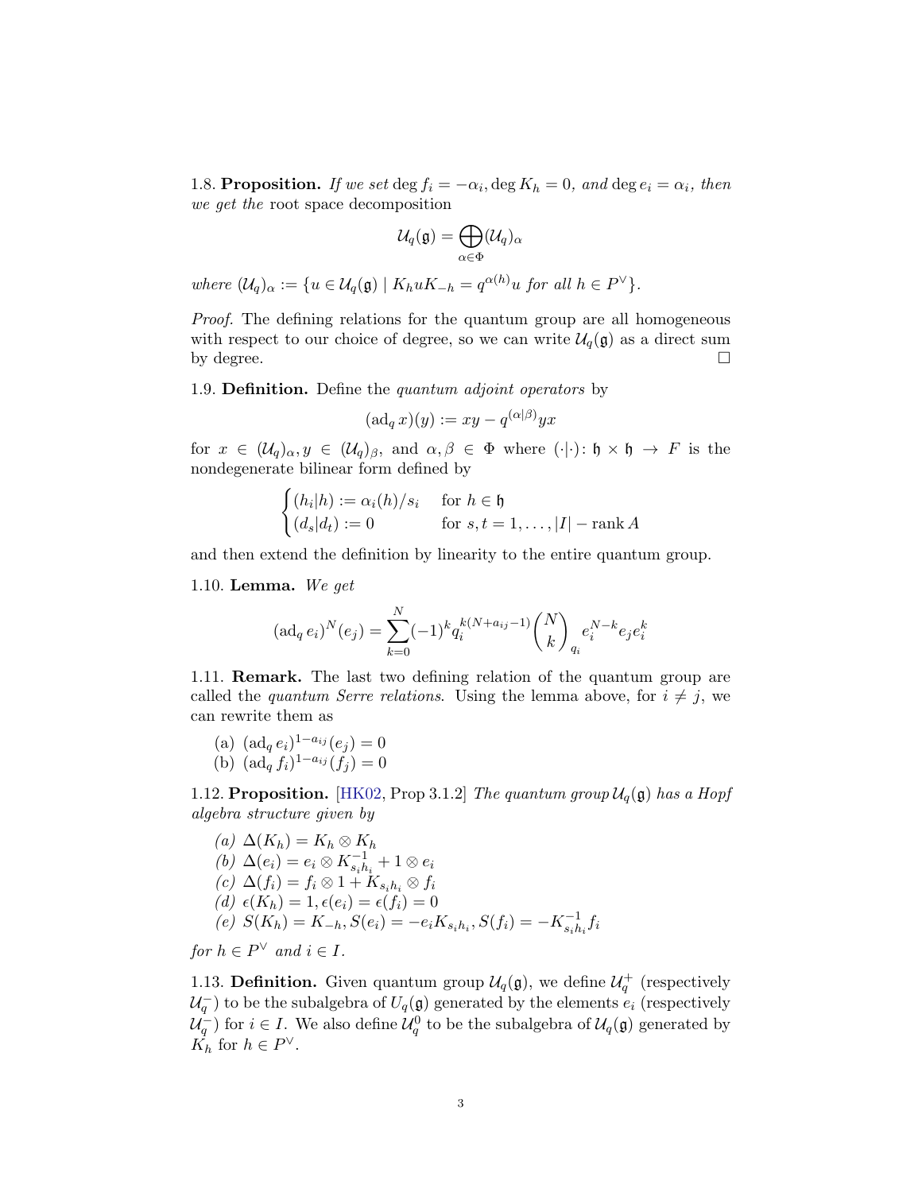1.8. **Proposition.** *If we set* $\deg f_i = -\alpha_i, \deg K_h = 0,$ *and* $\deg e_i = \alpha_i$*, then we get the* root space decomposition

$$\mathcal{U}_q(\mathfrak{g}) = \bigoplus_{\alpha \in \Phi} (\mathcal{U}_q)_\alpha$$

*where* $(\mathcal{U}_q)_\alpha := \{u \in \mathcal{U}_q(\mathfrak{g}) \mid K_h u K_{-h} = q^{\alpha(h)} u \text{ for all } h \in P^\vee\}$*.*

*Proof.* The defining relations for the quantum group are all homogeneous with respect to our choice of degree, so we can write $\mathcal{U}_q(\mathfrak{g})$ as a direct sum by degree. □

1.9. **Definition.** Define the *quantum adjoint operators* by

$$(\operatorname{ad}_q x)(y) := xy - q^{(\alpha|\beta)} yx$$

for $x \in (\mathcal{U}_q)_\alpha, y \in (\mathcal{U}_q)_\beta$, and $\alpha, \beta \in \Phi$ where $(\cdot|\cdot)\colon \mathfrak{h} \times \mathfrak{h} \to F$ is the nondegenerate bilinear form defined by

$$\begin{cases} (h_i|h) := \alpha_i(h)/s_i & \text{for } h \in \mathfrak{h} \\ (d_s|d_t) := 0 & \text{for } s, t = 1, \ldots, |I| - \operatorname{rank} A \end{cases}$$

and then extend the definition by linearity to the entire quantum group.

1.10. **Lemma.** *We get*

$$(\operatorname{ad}_q e_i)^N (e_j) = \sum_{k=0}^{N} (-1)^k q_i^{k(N + a_{ij} - 1)} \binom{N}{k}_{q_i} e_i^{N-k} e_j e_i^k$$

1.11. **Remark.** The last two defining relation of the quantum group are called the *quantum Serre relations*. Using the lemma above, for $i \neq j$, we can rewrite them as

(a) $(\operatorname{ad}_q e_i)^{1-a_{ij}}(e_j) = 0$
(b) $(\operatorname{ad}_q f_i)^{1-a_{ij}}(f_j) = 0$

1.12. **Proposition.** [HK02, Prop 3.1.2] *The quantum group* $\mathcal{U}_q(\mathfrak{g})$ *has a Hopf algebra structure given by*

*(a)* $\Delta(K_h) = K_h \otimes K_h$
*(b)* $\Delta(e_i) = e_i \otimes K_{s_i h_i}^{-1} + 1 \otimes e_i$
*(c)* $\Delta(f_i) = f_i \otimes 1 + K_{s_i h_i} \otimes f_i$
*(d)* $\epsilon(K_h) = 1, \epsilon(e_i) = \epsilon(f_i) = 0$
*(e)* $S(K_h) = K_{-h}, S(e_i) = -e_i K_{s_i h_i}, S(f_i) = -K_{s_i h_i}^{-1} f_i$

*for* $h \in P^\vee$ *and* $i \in I$*.*

1.13. **Definition.** Given quantum group $\mathcal{U}_q(\mathfrak{g})$, we define $\mathcal{U}_q^+$ (respectively $\mathcal{U}_q^-$) to be the subalgebra of $U_q(\mathfrak{g})$ generated by the elements $e_i$ (respectively $\mathcal{U}_q^-$) for $i \in I$. We also define $\mathcal{U}_q^0$ to be the subalgebra of $\mathcal{U}_q(\mathfrak{g})$ generated by $K_h$ for $h \in P^\vee$.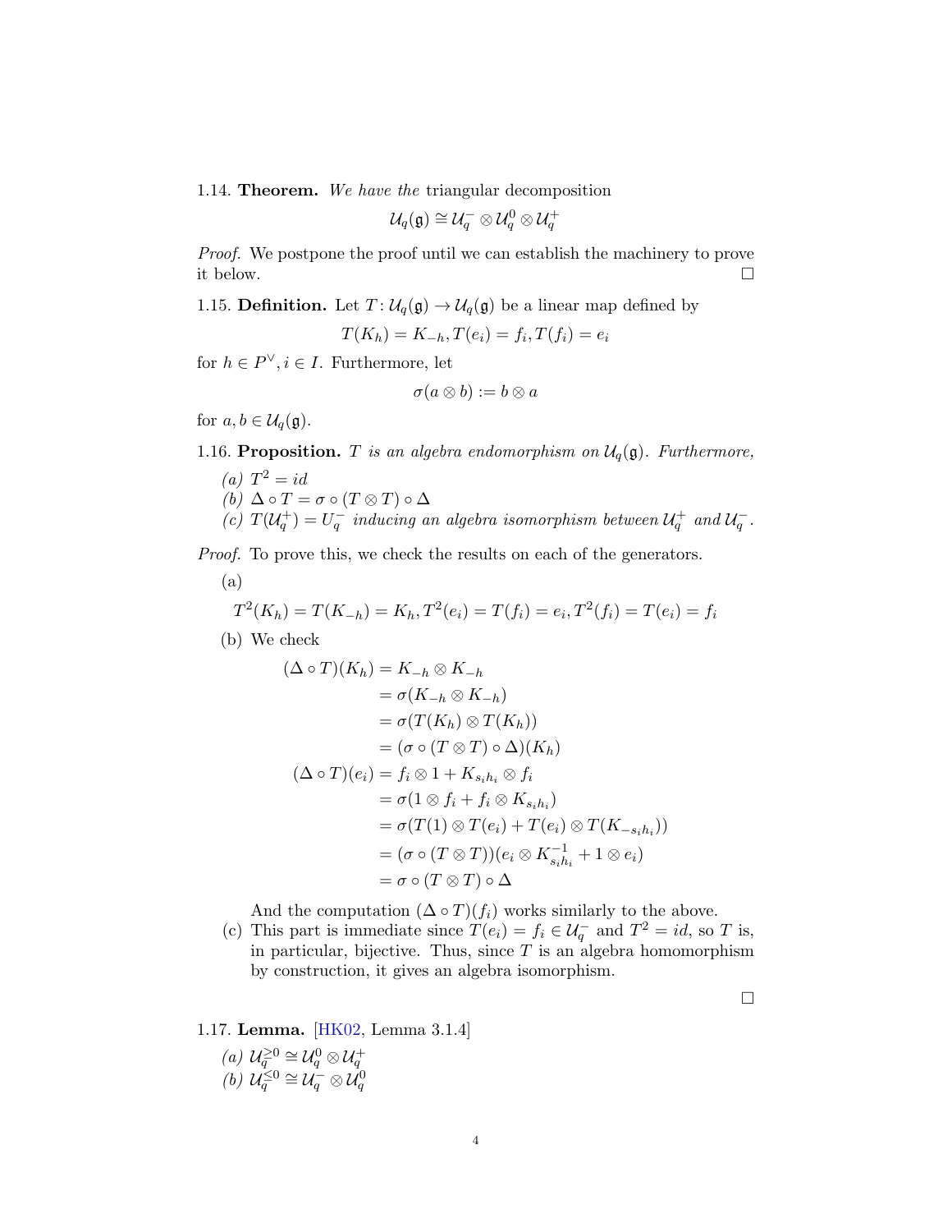1.14. **Theorem.** *We have the* triangular decomposition

$$\mathcal{U}_q(\mathfrak{g}) \cong \mathcal{U}_q^- \otimes \mathcal{U}_q^0 \otimes \mathcal{U}_q^+$$

*Proof.* We postpone the proof until we can establish the machinery to prove it below. $\square$

1.15. **Definition.** Let $T\colon \mathcal{U}_q(\mathfrak{g}) \to \mathcal{U}_q(\mathfrak{g})$ be a linear map defined by

$$T(K_h) = K_{-h}, T(e_i) = f_i, T(f_i) = e_i$$

for $h \in P^\vee, i \in I$. Furthermore, let

$$\sigma(a \otimes b) := b \otimes a$$

for $a, b \in \mathcal{U}_q(\mathfrak{g})$.

1.16. **Proposition.** *$T$ is an algebra endomorphism on $\mathcal{U}_q(\mathfrak{g})$. Furthermore,*

*(a)* $T^2 = id$
*(b)* $\Delta \circ T = \sigma \circ (T \otimes T) \circ \Delta$
*(c)* $T(\mathcal{U}_q^+) = U_q^-$ *inducing an algebra isomorphism between* $\mathcal{U}_q^+$ *and* $\mathcal{U}_q^-$.

*Proof.* To prove this, we check the results on each of the generators.

(a)

$$T^2(K_h) = T(K_{-h}) = K_h, T^2(e_i) = T(f_i) = e_i, T^2(f_i) = T(e_i) = f_i$$

(b) We check

$$\begin{aligned}
(\Delta \circ T)(K_h) &= K_{-h} \otimes K_{-h} \\
&= \sigma(K_{-h} \otimes K_{-h}) \\
&= \sigma(T(K_h) \otimes T(K_h)) \\
&= (\sigma \circ (T \otimes T) \circ \Delta)(K_h) \\
(\Delta \circ T)(e_i) &= f_i \otimes 1 + K_{s_i h_i} \otimes f_i \\
&= \sigma(1 \otimes f_i + f_i \otimes K_{s_i h_i}) \\
&= \sigma(T(1) \otimes T(e_i) + T(e_i) \otimes T(K_{-s_i h_i})) \\
&= (\sigma \circ (T \otimes T))(e_i \otimes K_{s_i h_i}^{-1} + 1 \otimes e_i) \\
&= \sigma \circ (T \otimes T) \circ \Delta
\end{aligned}$$

And the computation $(\Delta \circ T)(f_i)$ works similarly to the above.

(c) This part is immediate since $T(e_i) = f_i \in \mathcal{U}_q^-$ and $T^2 = id$, so $T$ is, in particular, bijective. Thus, since $T$ is an algebra homomorphism by construction, it gives an algebra isomorphism.

$\square$

1.17. **Lemma.** [HK02, Lemma 3.1.4]

*(a)* $\mathcal{U}_q^{\geq 0} \cong \mathcal{U}_q^0 \otimes \mathcal{U}_q^+$
*(b)* $\mathcal{U}_q^{\leq 0} \cong \mathcal{U}_q^- \otimes \mathcal{U}_q^0$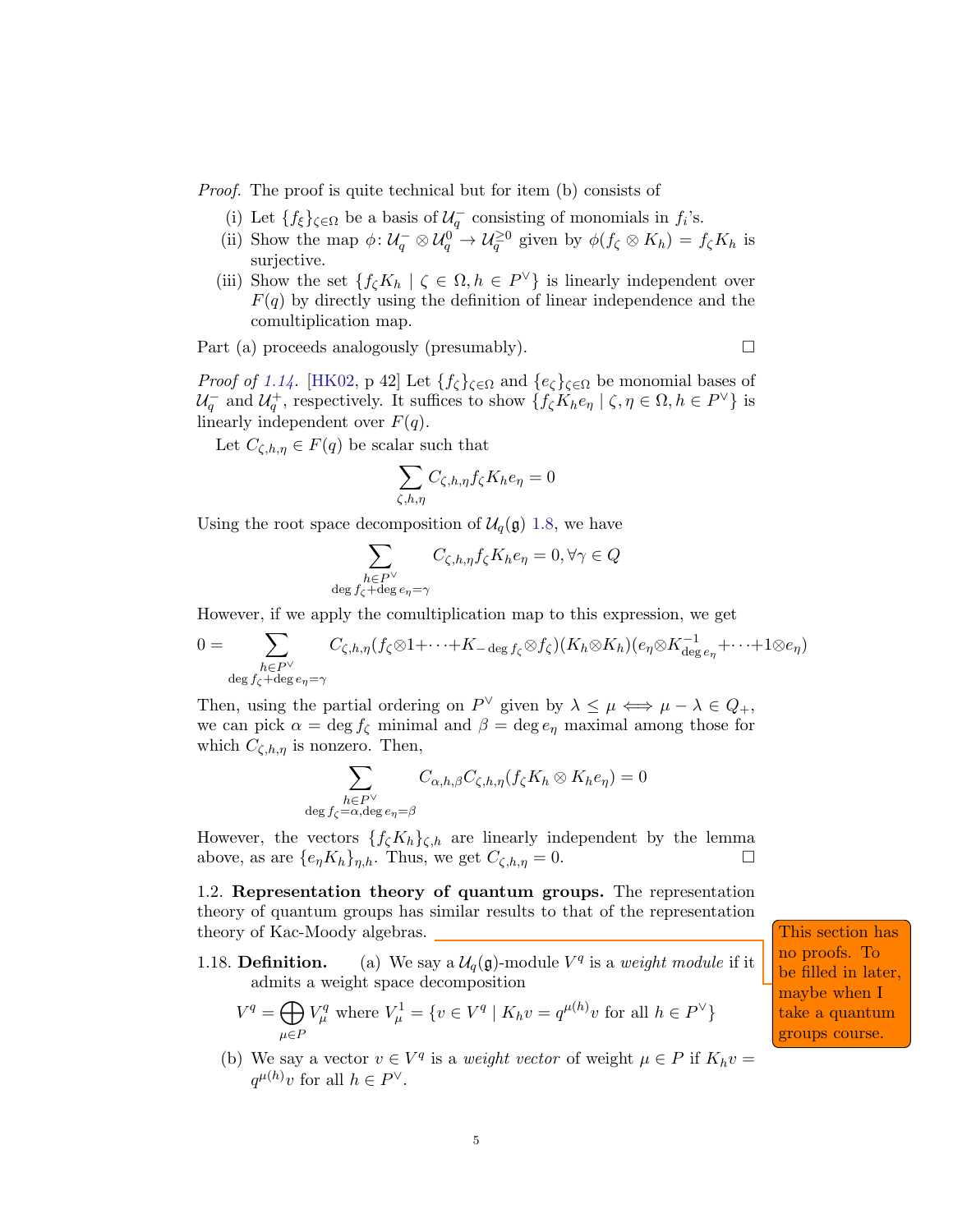*Proof.* The proof is quite technical but for item (b) consists of

(i) Let $\{f_\xi\}_{\zeta\in\Omega}$ be a basis of $\mathcal{U}_q^-$ consisting of monomials in $f_i$'s.

(ii) Show the map $\phi\colon \mathcal{U}_q^- \otimes \mathcal{U}_q^0 \to \mathcal{U}_q^{\geq 0}$ given by $\phi(f_\zeta \otimes K_h) = f_\zeta K_h$ is surjective.

(iii) Show the set $\{f_\zeta K_h \mid \zeta \in \Omega, h \in P^\vee\}$ is linearly independent over $F(q)$ by directly using the definition of linear independence and the comultiplication map.

Part (a) proceeds analogously (presumably). □

*Proof of 1.14.* [HK02, p 42] Let $\{f_\zeta\}_{\zeta\in\Omega}$ and $\{e_\zeta\}_{\zeta\in\Omega}$ be monomial bases of $\mathcal{U}_q^-$ and $\mathcal{U}_q^+$, respectively. It suffices to show $\{f_\zeta K_h e_\eta \mid \zeta, \eta \in \Omega, h \in P^\vee\}$ is linearly independent over $F(q)$.

Let $C_{\zeta,h,\eta} \in F(q)$ be scalar such that

$$\sum_{\zeta,h,\eta} C_{\zeta,h,\eta} f_\zeta K_h e_\eta = 0$$

Using the root space decomposition of $\mathcal{U}_q(\mathfrak{g})$ 1.8, we have

$$\sum_{\substack{h\in P^\vee \\ \deg f_\zeta + \deg e_\eta = \gamma}} C_{\zeta,h,\eta} f_\zeta K_h e_\eta = 0, \forall \gamma \in Q$$

However, if we apply the comultiplication map to this expression, we get

$$0 = \sum_{\substack{h\in P^\vee \\ \deg f_\zeta + \deg e_\eta = \gamma}} C_{\zeta,h,\eta} (f_\zeta \otimes 1 + \cdots + K_{-\deg f_\zeta} \otimes f_\zeta)(K_h \otimes K_h)(e_\eta \otimes K_{\deg e_\eta}^{-1} + \cdots + 1 \otimes e_\eta)$$

Then, using the partial ordering on $P^\vee$ given by $\lambda \leq \mu \iff \mu - \lambda \in Q_+$, we can pick $\alpha = \deg f_\zeta$ minimal and $\beta = \deg e_\eta$ maximal among those for which $C_{\zeta,h,\eta}$ is nonzero. Then,

$$\sum_{\substack{h\in P^\vee \\ \deg f_\zeta = \alpha, \deg e_\eta = \beta}} C_{\alpha,h,\beta} C_{\zeta,h,\eta} (f_\zeta K_h \otimes K_h e_\eta) = 0$$

However, the vectors $\{f_\zeta K_h\}_{\zeta,h}$ are linearly independent by the lemma above, as are $\{e_\eta K_h\}_{\eta,h}$. Thus, we get $C_{\zeta,h,\eta} = 0$. □

1.2. **Representation theory of quantum groups.** The representation theory of quantum groups has similar results to that of the representation theory of Kac-Moody algebras.

This section has no proofs. To be filled in later, maybe when I take a quantum groups course.

1.18. **Definition.** (a) We say a $\mathcal{U}_q(\mathfrak{g})$-module $V^q$ is a *weight module* if it admits a weight space decomposition

$$V^q = \bigoplus_{\mu\in P} V_\mu^q \text{ where } V_\mu^1 = \{v \in V^q \mid K_h v = q^{\mu(h)} v \text{ for all } h \in P^\vee\}$$

(b) We say a vector $v \in V^q$ is a *weight vector* of weight $\mu \in P$ if $K_h v = q^{\mu(h)} v$ for all $h \in P^\vee$.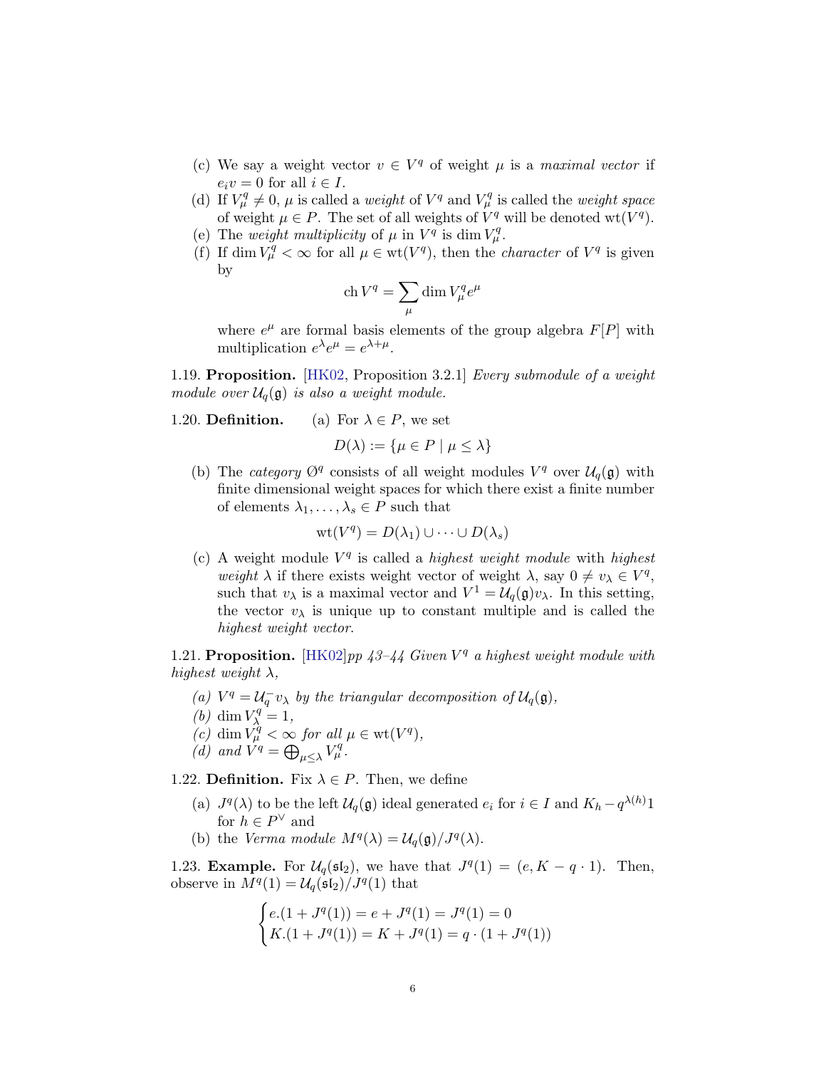(c) We say a weight vector $v \in V^q$ of weight $\mu$ is a *maximal vector* if $e_i v = 0$ for all $i \in I$.
(d) If $V^q_\mu \neq 0$, $\mu$ is called a *weight* of $V^q$ and $V^q_\mu$ is called the *weight space* of weight $\mu \in P$. The set of all weights of $V^q$ will be denoted $\operatorname{wt}(V^q)$.
(e) The *weight multiplicity* of $\mu$ in $V^q$ is $\dim V^q_\mu$.
(f) If $\dim V^q_\mu < \infty$ for all $\mu \in \operatorname{wt}(V^q)$, then the *character* of $V^q$ is given by

$$\operatorname{ch} V^q = \sum_\mu \dim V^q_\mu e^\mu$$

where $e^\mu$ are formal basis elements of the group algebra $F[P]$ with multiplication $e^\lambda e^\mu = e^{\lambda+\mu}$.

1.19. **Proposition.** [HK02, Proposition 3.2.1] *Every submodule of a weight module over $\mathcal{U}_q(\mathfrak{g})$ is also a weight module.*

1.20. **Definition.** (a) For $\lambda \in P$, we set

$$D(\lambda) := \{\mu \in P \mid \mu \leq \lambda\}$$

(b) The *category* $\varnothing^q$ consists of all weight modules $V^q$ over $\mathcal{U}_q(\mathfrak{g})$ with finite dimensional weight spaces for which there exist a finite number of elements $\lambda_1, \ldots, \lambda_s \in P$ such that

$$\operatorname{wt}(V^q) = D(\lambda_1) \cup \cdots \cup D(\lambda_s)$$

(c) A weight module $V^q$ is called a *highest weight module* with *highest weight* $\lambda$ if there exists weight vector of weight $\lambda$, say $0 \neq v_\lambda \in V^q$, such that $v_\lambda$ is a maximal vector and $V^1 = \mathcal{U}_q(\mathfrak{g}) v_\lambda$. In this setting, the vector $v_\lambda$ is unique up to constant multiple and is called the *highest weight vector*.

1.21. **Proposition.** [HK02]*pp 43–44 Given $V^q$ a highest weight module with highest weight $\lambda$,*

*(a) $V^q = \mathcal{U}_q^- v_\lambda$ by the triangular decomposition of $\mathcal{U}_q(\mathfrak{g})$,*
*(b) $\dim V^q_\lambda = 1$,*
*(c) $\dim V^q_\mu < \infty$ for all $\mu \in \operatorname{wt}(V^q)$,*
*(d) and $V^q = \bigoplus_{\mu \leq \lambda} V^q_\mu$.*

1.22. **Definition.** Fix $\lambda \in P$. Then, we define

(a) $J^q(\lambda)$ to be the left $\mathcal{U}_q(\mathfrak{g})$ ideal generated $e_i$ for $i \in I$ and $K_h - q^{\lambda(h)}1$ for $h \in P^\vee$ and
(b) the *Verma module* $M^q(\lambda) = \mathcal{U}_q(\mathfrak{g})/J^q(\lambda)$.

1.23. **Example.** For $\mathcal{U}_q(\mathfrak{sl}_2)$, we have that $J^q(1) = (e, K - q \cdot 1)$. Then, observe in $M^q(1) = \mathcal{U}_q(\mathfrak{sl}_2)/J^q(1)$ that

$$\begin{cases} e.(1 + J^q(1)) = e + J^q(1) = J^q(1) = 0 \\ K.(1 + J^q(1)) = K + J^q(1) = q \cdot (1 + J^q(1)) \end{cases}$$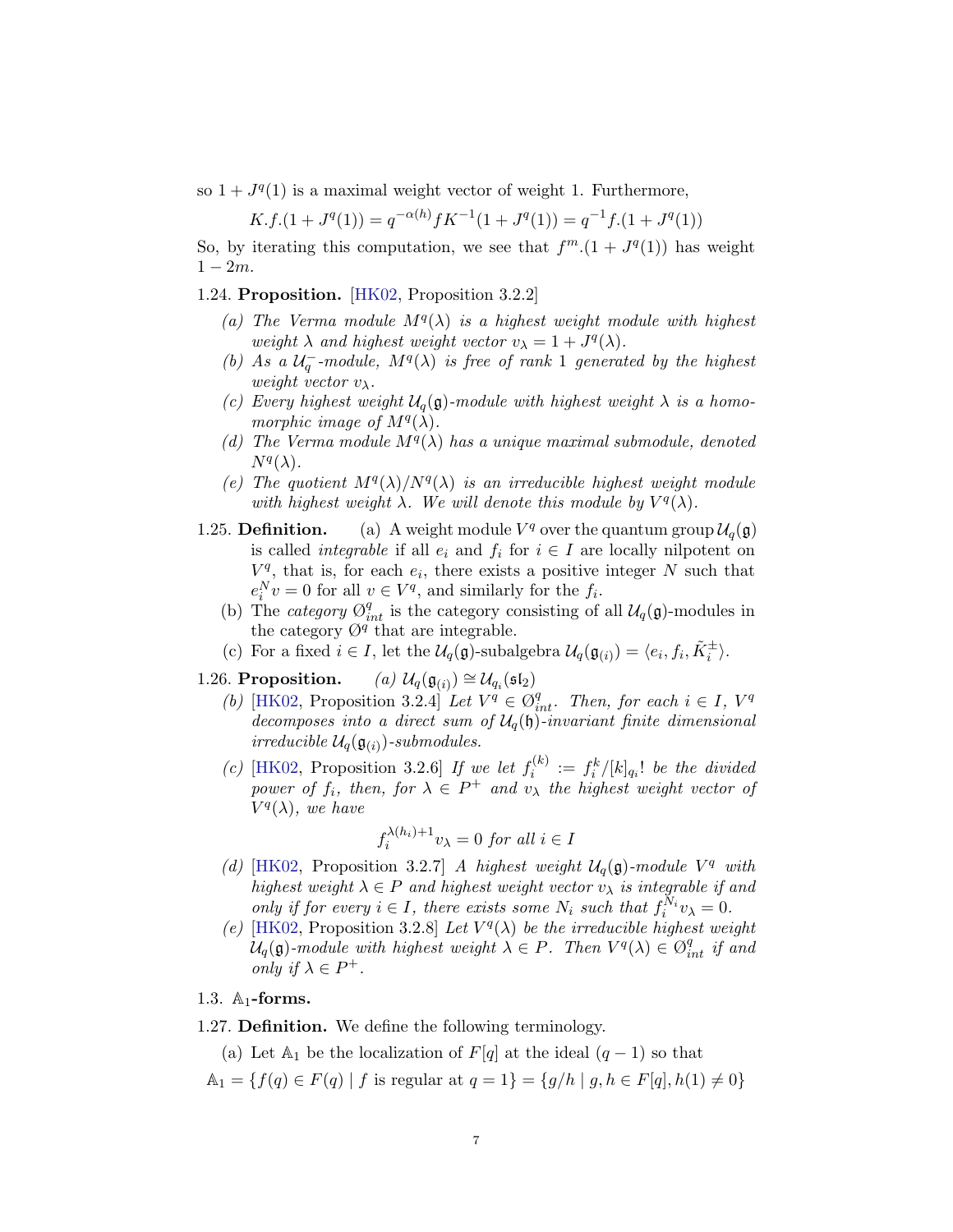so $1 + J^q(1)$ is a maximal weight vector of weight 1. Furthermore,

$$K.f.(1 + J^q(1)) = q^{-\alpha(h)} f K^{-1}(1 + J^q(1)) = q^{-1} f.(1 + J^q(1))$$

So, by iterating this computation, we see that $f^m.(1 + J^q(1))$ has weight $1 - 2m$.

1.24. **Proposition.** [HK02, Proposition 3.2.2]

*(a) The Verma module $M^q(\lambda)$ is a highest weight module with highest weight $\lambda$ and highest weight vector $v_\lambda = 1 + J^q(\lambda)$.*

*(b) As a $\mathcal{U}_q^-$-module, $M^q(\lambda)$ is free of rank 1 generated by the highest weight vector $v_\lambda$.*

*(c) Every highest weight $\mathcal{U}_q(\mathfrak{g})$-module with highest weight $\lambda$ is a homomorphic image of $M^q(\lambda)$.*

*(d) The Verma module $M^q(\lambda)$ has a unique maximal submodule, denoted $N^q(\lambda)$.*

*(e) The quotient $M^q(\lambda)/N^q(\lambda)$ is an irreducible highest weight module with highest weight $\lambda$. We will denote this module by $V^q(\lambda)$.*

1.25. **Definition.** (a) A weight module $V^q$ over the quantum group $\mathcal{U}_q(\mathfrak{g})$ is called *integrable* if all $e_i$ and $f_i$ for $i \in I$ are locally nilpotent on $V^q$, that is, for each $e_i$, there exists a positive integer $N$ such that $e_i^N v = 0$ for all $v \in V^q$, and similarly for the $f_i$.

(b) The *category* $\emptyset^q_{int}$ is the category consisting of all $\mathcal{U}_q(\mathfrak{g})$-modules in the category $\emptyset^q$ that are integrable.

(c) For a fixed $i \in I$, let the $\mathcal{U}_q(\mathfrak{g})$-subalgebra $\mathcal{U}_q(\mathfrak{g}_{(i)}) = \langle e_i, f_i, \tilde{K}_i^{\pm} \rangle$.

1.26. **Proposition.** *(a) $\mathcal{U}_q(\mathfrak{g}_{(i)}) \cong \mathcal{U}_{q_i}(\mathfrak{sl}_2)$*

*(b) [HK02, Proposition 3.2.4] Let $V^q \in \emptyset^q_{int}$. Then, for each $i \in I$, $V^q$ decomposes into a direct sum of $\mathcal{U}_q(\mathfrak{h})$-invariant finite dimensional irreducible $\mathcal{U}_q(\mathfrak{g}_{(i)})$-submodules.*

*(c) [HK02, Proposition 3.2.6] If we let $f_i^{(k)} := f_i^k/[k]_{q_i}!$ be the divided power of $f_i$, then, for $\lambda \in P^+$ and $v_\lambda$ the highest weight vector of $V^q(\lambda)$, we have*

$$f_i^{\lambda(h_i)+1} v_\lambda = 0 \text{ for all } i \in I$$

*(d) [HK02, Proposition 3.2.7] A highest weight $\mathcal{U}_q(\mathfrak{g})$-module $V^q$ with highest weight $\lambda \in P$ and highest weight vector $v_\lambda$ is integrable if and only if for every $i \in I$, there exists some $N_i$ such that $f_i^{N_i} v_\lambda = 0$.*

*(e) [HK02, Proposition 3.2.8] Let $V^q(\lambda)$ be the irreducible highest weight $\mathcal{U}_q(\mathfrak{g})$-module with highest weight $\lambda \in P$. Then $V^q(\lambda) \in \emptyset^q_{int}$ if and only if $\lambda \in P^+$.*

## 1.3. $\mathbb{A}_1$-forms.

1.27. **Definition.** We define the following terminology.

(a) Let $\mathbb{A}_1$ be the localization of $F[q]$ at the ideal $(q-1)$ so that

$$\mathbb{A}_1 = \{f(q) \in F(q) \mid f \text{ is regular at } q = 1\} = \{g/h \mid g, h \in F[q], h(1) \neq 0\}$$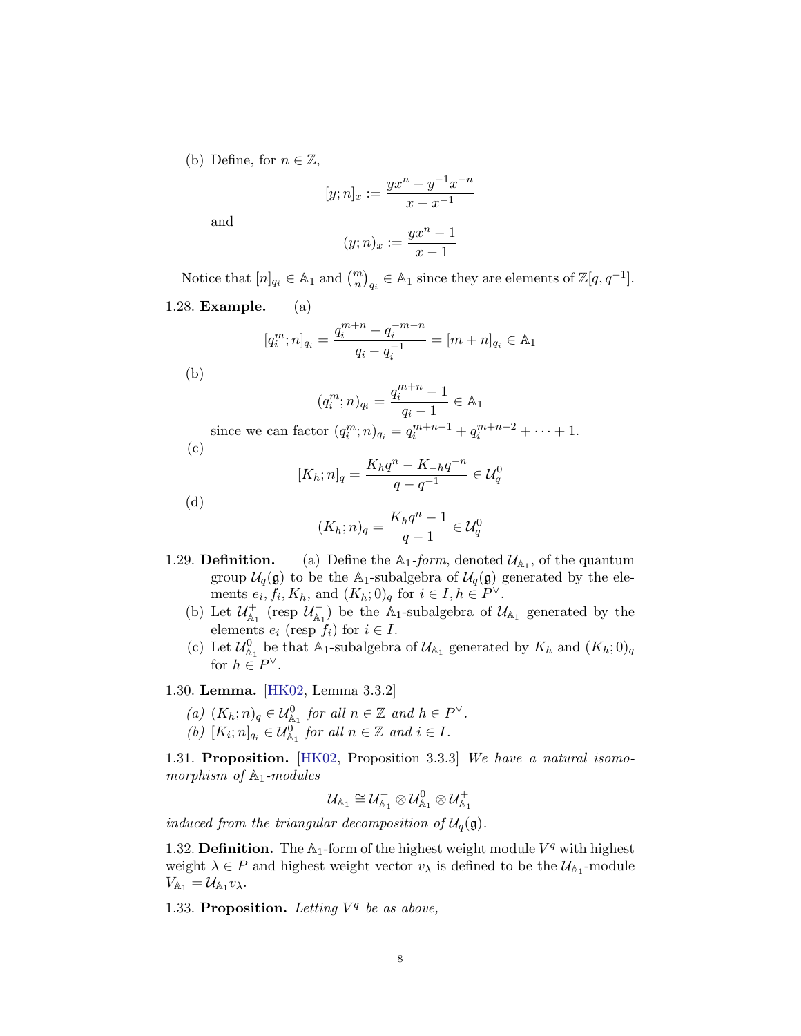(b) Define, for $n \in \mathbb{Z}$,

$$[y; n]_x := \frac{yx^n - y^{-1}x^{-n}}{x - x^{-1}}$$

and

$$(y; n)_x := \frac{yx^n - 1}{x - 1}$$

Notice that $[n]_{q_i} \in \mathbb{A}_1$ and $\binom{m}{n}_{q_i} \in \mathbb{A}_1$ since they are elements of $\mathbb{Z}[q, q^{-1}]$.

**1.28. Example.** (a)

$$[q_i^m; n]_{q_i} = \frac{q_i^{m+n} - q_i^{-m-n}}{q_i - q_i^{-1}} = [m + n]_{q_i} \in \mathbb{A}_1$$

(b)

$$(q_i^m; n)_{q_i} = \frac{q_i^{m+n} - 1}{q_i - 1} \in \mathbb{A}_1$$

since we can factor $(q_i^m; n)_{q_i} = q_i^{m+n-1} + q_i^{m+n-2} + \cdots + 1$.

(c)

$$[K_h; n]_q = \frac{K_h q^n - K_{-h} q^{-n}}{q - q^{-1}} \in \mathcal{U}_q^0$$

(d)

$$(K_h; n)_q = \frac{K_h q^n - 1}{q - 1} \in \mathcal{U}_q^0$$

**1.29. Definition.** (a) Define the $\mathbb{A}_1$-*form*, denoted $\mathcal{U}_{\mathbb{A}_1}$, of the quantum group $\mathcal{U}_q(\mathfrak{g})$ to be the $\mathbb{A}_1$-subalgebra of $\mathcal{U}_q(\mathfrak{g})$ generated by the elements $e_i, f_i, K_h$, and $(K_h; 0)_q$ for $i \in I, h \in P^\vee$.

(b) Let $\mathcal{U}_{\mathbb{A}_1}^+$ (resp $\mathcal{U}_{\mathbb{A}_1}^-$) be the $\mathbb{A}_1$-subalgebra of $\mathcal{U}_{\mathbb{A}_1}$ generated by the elements $e_i$ (resp $f_i$) for $i \in I$.

(c) Let $\mathcal{U}_{\mathbb{A}_1}^0$ be that $\mathbb{A}_1$-subalgebra of $\mathcal{U}_{\mathbb{A}_1}$ generated by $K_h$ and $(K_h; 0)_q$ for $h \in P^\vee$.

**1.30. Lemma.** [HK02, Lemma 3.3.2]

*(a) $(K_h; n)_q \in \mathcal{U}_{\mathbb{A}_1}^0$ for all $n \in \mathbb{Z}$ and $h \in P^\vee$.*

*(b) $[K_i; n]_{q_i} \in \mathcal{U}_{\mathbb{A}_1}^0$ for all $n \in \mathbb{Z}$ and $i \in I$.*

**1.31. Proposition.** [HK02, Proposition 3.3.3] *We have a natural isomorphism of $\mathbb{A}_1$-modules*

$$\mathcal{U}_{\mathbb{A}_1} \cong \mathcal{U}_{\mathbb{A}_1}^- \otimes \mathcal{U}_{\mathbb{A}_1}^0 \otimes \mathcal{U}_{\mathbb{A}_1}^+$$

*induced from the triangular decomposition of $\mathcal{U}_q(\mathfrak{g})$.*

**1.32. Definition.** The $\mathbb{A}_1$-form of the highest weight module $V^q$ with highest weight $\lambda \in P$ and highest weight vector $v_\lambda$ is defined to be the $\mathcal{U}_{\mathbb{A}_1}$-module $V_{\mathbb{A}_1} = \mathcal{U}_{\mathbb{A}_1} v_\lambda$.

**1.33. Proposition.** *Letting $V^q$ be as above,*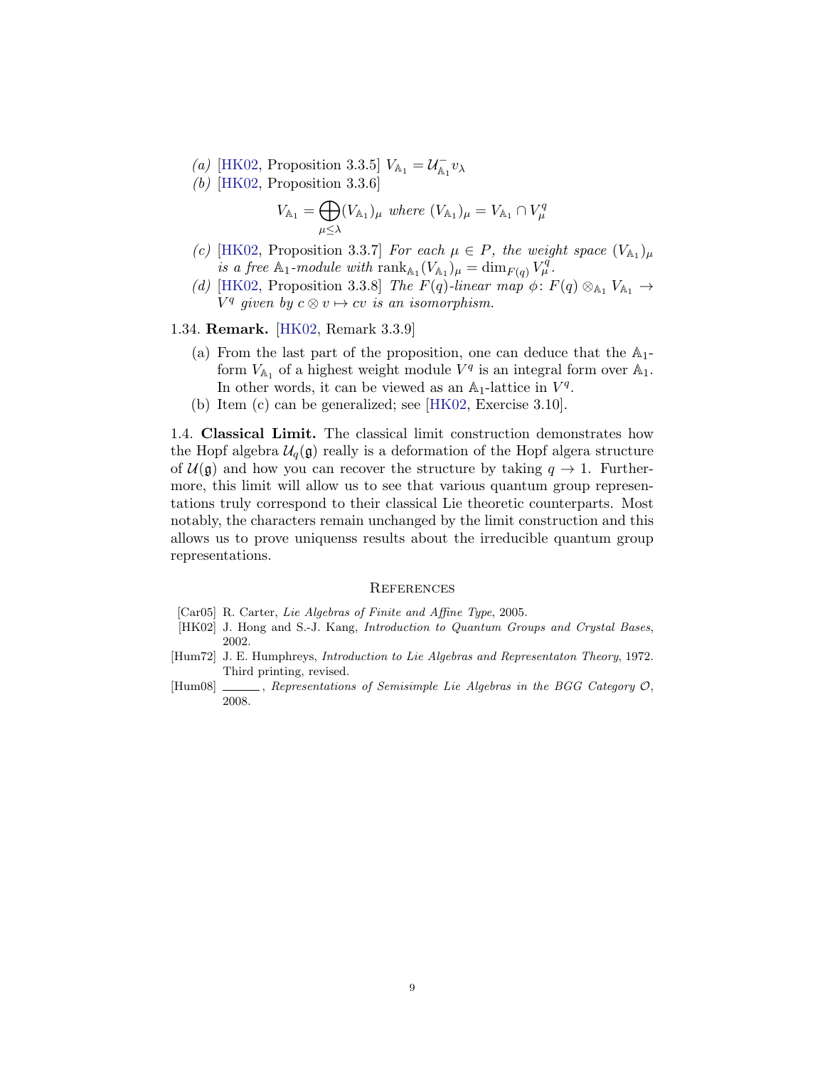*(a)* [HK02, Proposition 3.3.5] $V_{\mathbb{A}_1} = \mathcal{U}^-_{\mathbb{A}_1} v_\lambda$

*(b)* [HK02, Proposition 3.3.6]

$$V_{\mathbb{A}_1} = \bigoplus_{\mu \leq \lambda} (V_{\mathbb{A}_1})_\mu \text{ where } (V_{\mathbb{A}_1})_\mu = V_{\mathbb{A}_1} \cap V^q_\mu$$

*(c)* [HK02, Proposition 3.3.7] *For each $\mu \in P$, the weight space $(V_{\mathbb{A}_1})_\mu$ is a free $\mathbb{A}_1$-module with $\operatorname{rank}_{\mathbb{A}_1}(V_{\mathbb{A}_1})_\mu = \dim_{F(q)} V^q_\mu$.*

*(d)* [HK02, Proposition 3.3.8] *The $F(q)$-linear map $\phi\colon F(q) \otimes_{\mathbb{A}_1} V_{\mathbb{A}_1} \to V^q$ given by $c \otimes v \mapsto cv$ is an isomorphism.*

1.34. **Remark.** [HK02, Remark 3.3.9]

(a) From the last part of the proposition, one can deduce that the $\mathbb{A}_1$-form $V_{\mathbb{A}_1}$ of a highest weight module $V^q$ is an integral form over $\mathbb{A}_1$. In other words, it can be viewed as an $\mathbb{A}_1$-lattice in $V^q$.

(b) Item (c) can be generalized; see [HK02, Exercise 3.10].

1.4. **Classical Limit.** The classical limit construction demonstrates how the Hopf algebra $\mathcal{U}_q(\mathfrak{g})$ really is a deformation of the Hopf algera structure of $\mathcal{U}(\mathfrak{g})$ and how you can recover the structure by taking $q \to 1$. Furthermore, this limit will allow us to see that various quantum group representations truly correspond to their classical Lie theoretic counterparts. Most notably, the characters remain unchanged by the limit construction and this allows us to prove uniqueness results about the irreducible quantum group representations.

## References

[Car05] R. Carter, *Lie Algebras of Finite and Affine Type*, 2005.

[HK02] J. Hong and S.-J. Kang, *Introduction to Quantum Groups and Crystal Bases*, 2002.

[Hum72] J. E. Humphreys, *Introduction to Lie Algebras and Representaton Theory*, 1972. Third printing, revised.

[Hum08] ______, *Representations of Semisimple Lie Algebras in the BGG Category $\mathcal{O}$*, 2008.